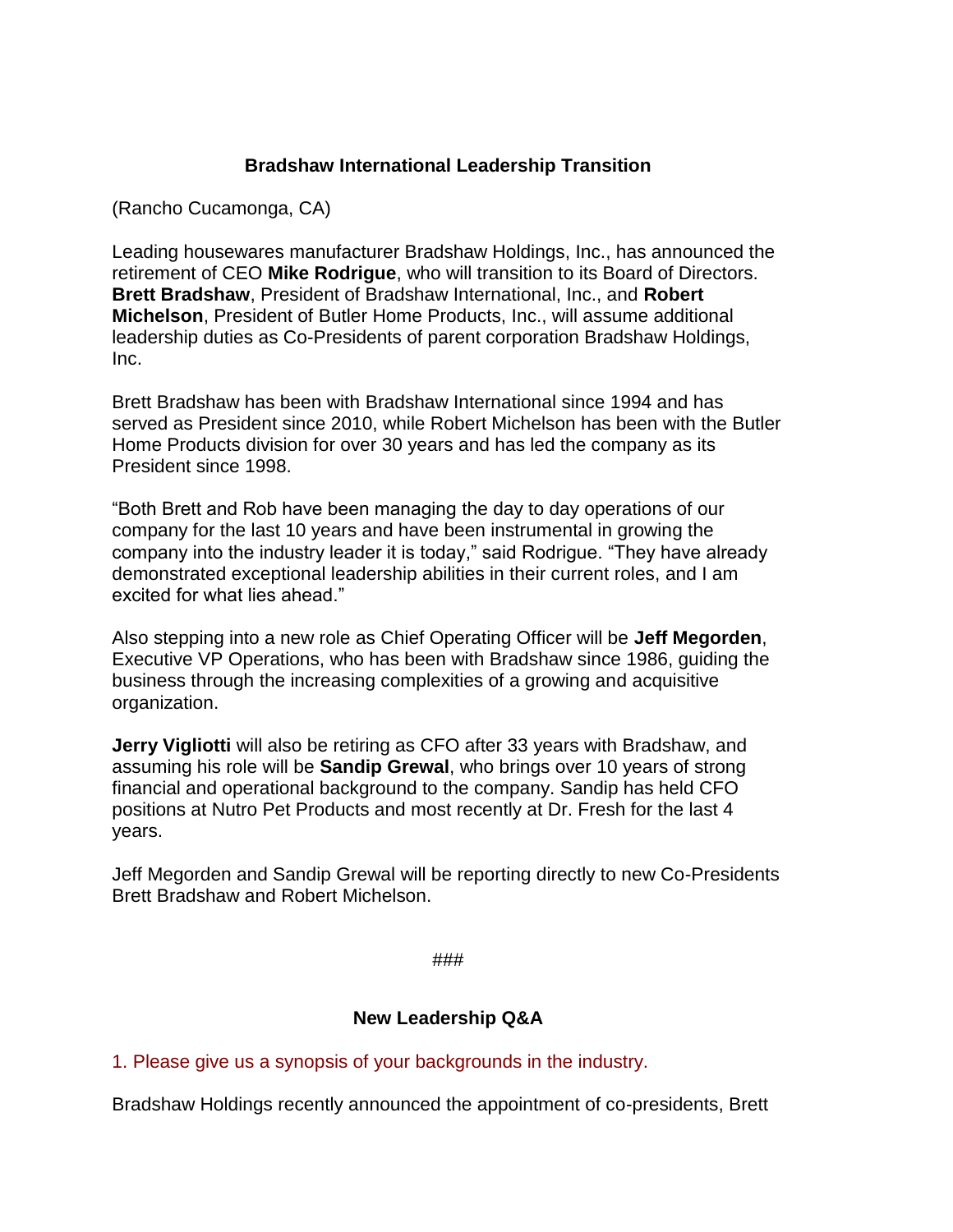## Bradshaw International Leadership Transition

(Rancho Cucamonga, CA)

Leading housewares manufacturer Bradshaw Holdings, Inc., has announced the retirement of CEO **Mike Rodrigue**, who will transition to its Board of Directors. **Brett Bradshaw**, President of Bradshaw International, Inc., and **Robert Michelson**, President of Butler Home Products, Inc., will assume additional leadership duties as Co-Presidents of parent corporation Bradshaw Holdings, Inc.

Brett Bradshaw has been with Bradshaw International since 1994 and has served as President since 2010, while Robert Michelson has been with the Butler Home Products division for over 30 years and has led the company as its President since 1998.

"Both Brett and Rob have been managing the day to day operations of our company for the last 10 years and have been instrumental in growing the company into the industry leader it is today," said Rodrigue. "They have already demonstrated exceptional leadership abilities in their current roles, and I am excited for what lies ahead."

Also stepping into a new role as Chief Operating Officer will be **Jeff Megorden**, Executive VP Operations, who has been with Bradshaw since 1986, guiding the business through the increasing complexities of a growing and acquisitive organization.

**Jerry Vigliotti** will also be retiring as CFO after 33 years with Bradshaw, and assuming his role will be **Sandip Grewal**, who brings over 10 years of strong financial and operational background to the company. Sandip has held CFO positions at Nutro Pet Products and most recently at Dr. Fresh for the last 4 years.

Jeff Megorden and Sandip Grewal will be reporting directly to new Co-Presidents Brett Bradshaw and Robert Michelson.

###

## New Leadership Q&A

1. Please give us a synopsis of your backgrounds in the industry.

Bradshaw Holdings recently announced the appointment of co-presidents, Brett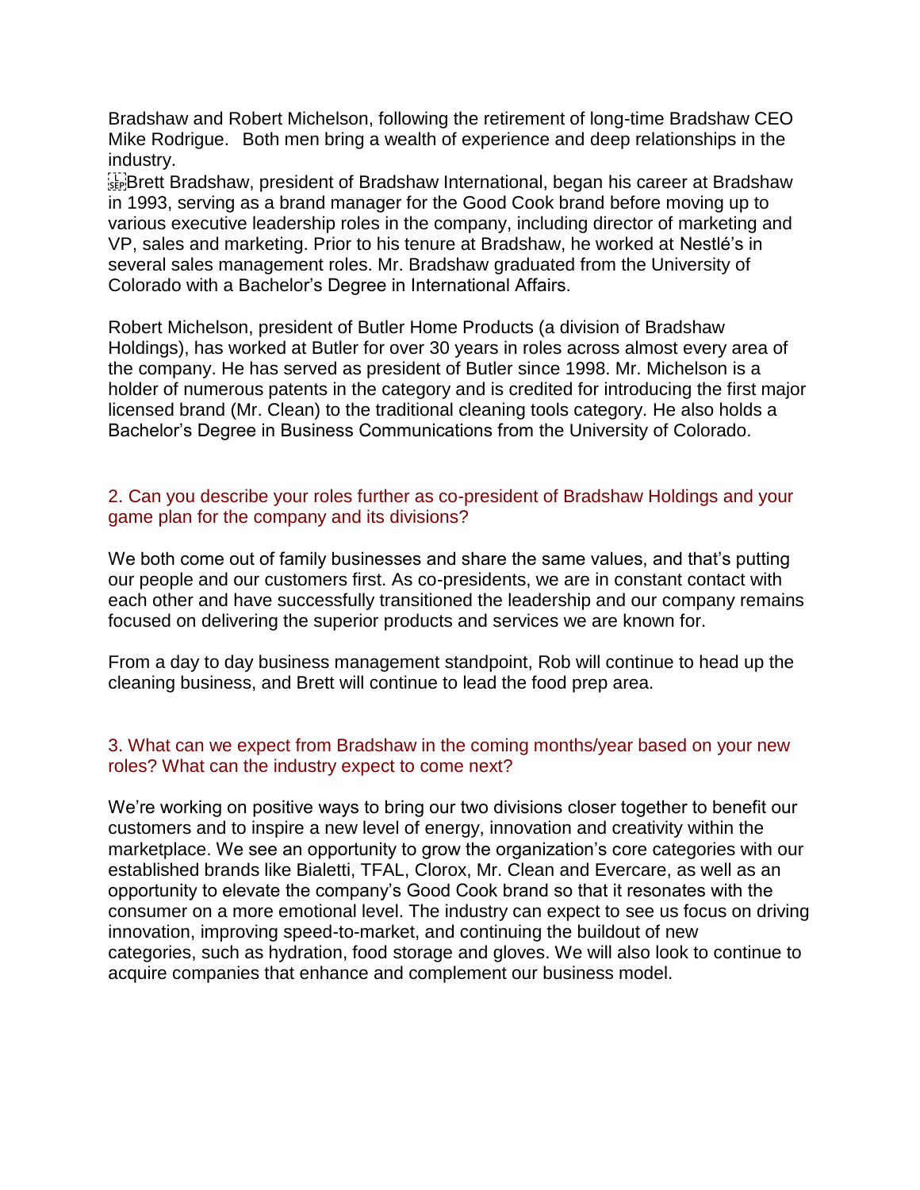Bradshaw and Robert Michelson, following the retirement of long-time Bradshaw CEO Mike Rodrigue. Both men bring a wealth of experience and deep relationships in the industry.

Brett Bradshaw, president of Bradshaw International, began his career at Bradshaw in 1993, serving as a brand manager for the Good Cook brand before moving up to various executive leadership roles in the company, including director of marketing and VP, sales and marketing. Prior to his tenure at Bradshaw, he worked at Nestlé's in several sales management roles. Mr. Bradshaw graduated from the University of Colorado with a Bachelor's Degree in International Affairs.

Robert Michelson, president of Butler Home Products (a division of Bradshaw Holdings), has worked at Butler for over 30 years in roles across almost every area of the company. He has served as president of Butler since 1998. Mr. Michelson is a holder of numerous patents in the category and is credited for introducing the first major licensed brand (Mr. Clean) to the traditional cleaning tools category. He also holds a Bachelor's Degree in Business Communications from the University of Colorado.

### 2. Can you describe your roles further as co-president of Bradshaw Holdings and your game plan for the company and its divisions?

We both come out of family businesses and share the same values, and that's putting our people and our customers first. As co-presidents, we are in constant contact with each other and have successfully transitioned the leadership and our company remains focused on delivering the superior products and services we are known for.

From a day to day business management standpoint, Rob will continue to head up the cleaning business, and Brett will continue to lead the food prep area.

### 3. What can we expect from Bradshaw in the coming months/year based on your new roles? What can the industry expect to come next?

We're working on positive ways to bring our two divisions closer together to benefit our customers and to inspire a new level of energy, innovation and creativity within the marketplace. We see an opportunity to grow the organization's core categories with our established brands like Bialetti, TFAL, Clorox, Mr. Clean and Evercare, as well as an opportunity to elevate the company's Good Cook brand so that it resonates with the consumer on a more emotional level. The industry can expect to see us focus on driving innovation, improving speed-to-market, and continuing the buildout of new categories, such as hydration, food storage and gloves. We will also look to continue to acquire companies that enhance and complement our business model.